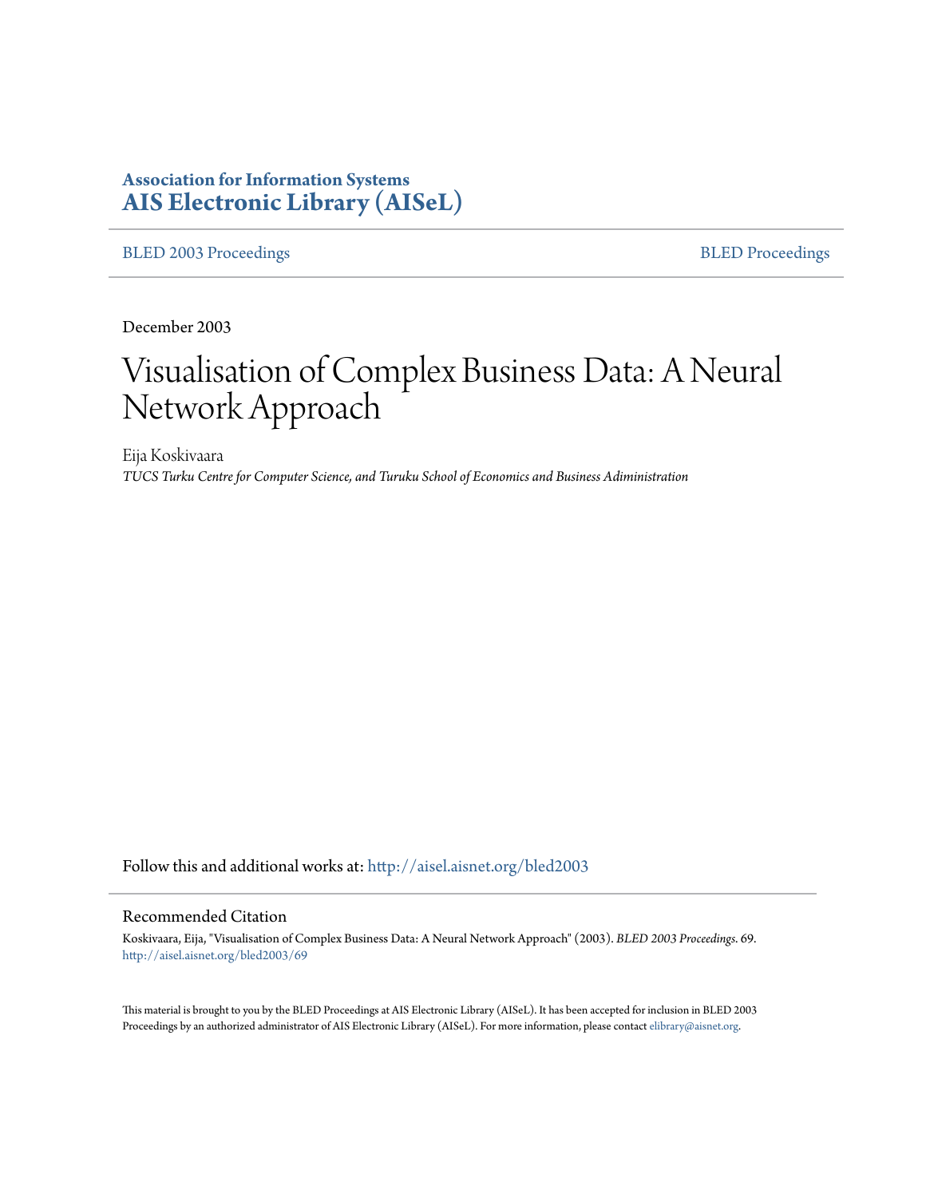**Association for Information Systems**
**AIS Electronic Library (AISeL)**

BLED 2003 Proceedings | BLED Proceedings

December 2003

# Visualisation of Complex Business Data: A Neural Network Approach

Eija Koskivaara
*TUCS Turku Centre for Computer Science, and Turuku School of Economics and Business Adiministration*

Follow this and additional works at: http://aisel.aisnet.org/bled2003

## Recommended Citation

Koskivaara, Eija, "Visualisation of Complex Business Data: A Neural Network Approach" (2003). *BLED 2003 Proceedings*. 69.
http://aisel.aisnet.org/bled2003/69

This material is brought to you by the BLED Proceedings at AIS Electronic Library (AISeL). It has been accepted for inclusion in BLED 2003 Proceedings by an authorized administrator of AIS Electronic Library (AISeL). For more information, please contact elibrary@aisnet.org.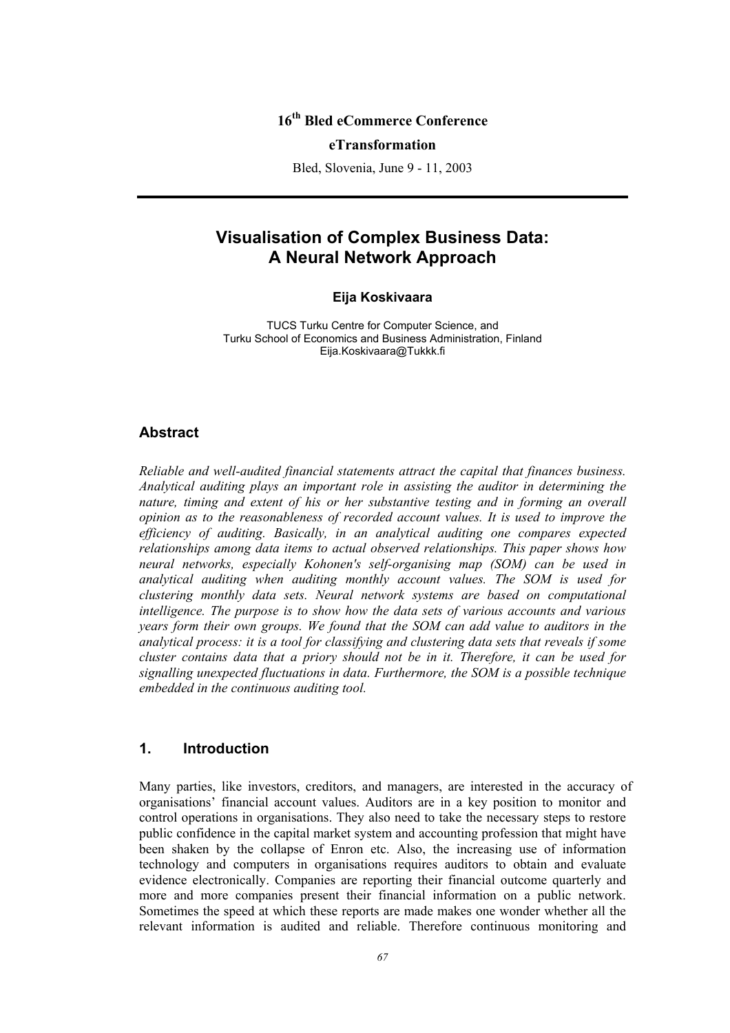16th Bled eCommerce Conference

**eTransformation**

Bled, Slovenia, June 9 - 11, 2003

# Visualisation of Complex Business Data: A Neural Network Approach

**Eija Koskivaara**

TUCS Turku Centre for Computer Science, and
Turku School of Economics and Business Administration, Finland
Eija.Koskivaara@Tukkk.fi

## Abstract

*Reliable and well-audited financial statements attract the capital that finances business. Analytical auditing plays an important role in assisting the auditor in determining the nature, timing and extent of his or her substantive testing and in forming an overall opinion as to the reasonableness of recorded account values. It is used to improve the efficiency of auditing. Basically, in an analytical auditing one compares expected relationships among data items to actual observed relationships. This paper shows how neural networks, especially Kohonen's self-organising map (SOM) can be used in analytical auditing when auditing monthly account values. The SOM is used for clustering monthly data sets. Neural network systems are based on computational intelligence. The purpose is to show how the data sets of various accounts and various years form their own groups. We found that the SOM can add value to auditors in the analytical process: it is a tool for classifying and clustering data sets that reveals if some cluster contains data that a priory should not be in it. Therefore, it can be used for signalling unexpected fluctuations in data. Furthermore, the SOM is a possible technique embedded in the continuous auditing tool.*

## 1. Introduction

Many parties, like investors, creditors, and managers, are interested in the accuracy of organisations' financial account values. Auditors are in a key position to monitor and control operations in organisations. They also need to take the necessary steps to restore public confidence in the capital market system and accounting profession that might have been shaken by the collapse of Enron etc. Also, the increasing use of information technology and computers in organisations requires auditors to obtain and evaluate evidence electronically. Companies are reporting their financial outcome quarterly and more and more companies present their financial information on a public network. Sometimes the speed at which these reports are made makes one wonder whether all the relevant information is audited and reliable. Therefore continuous monitoring and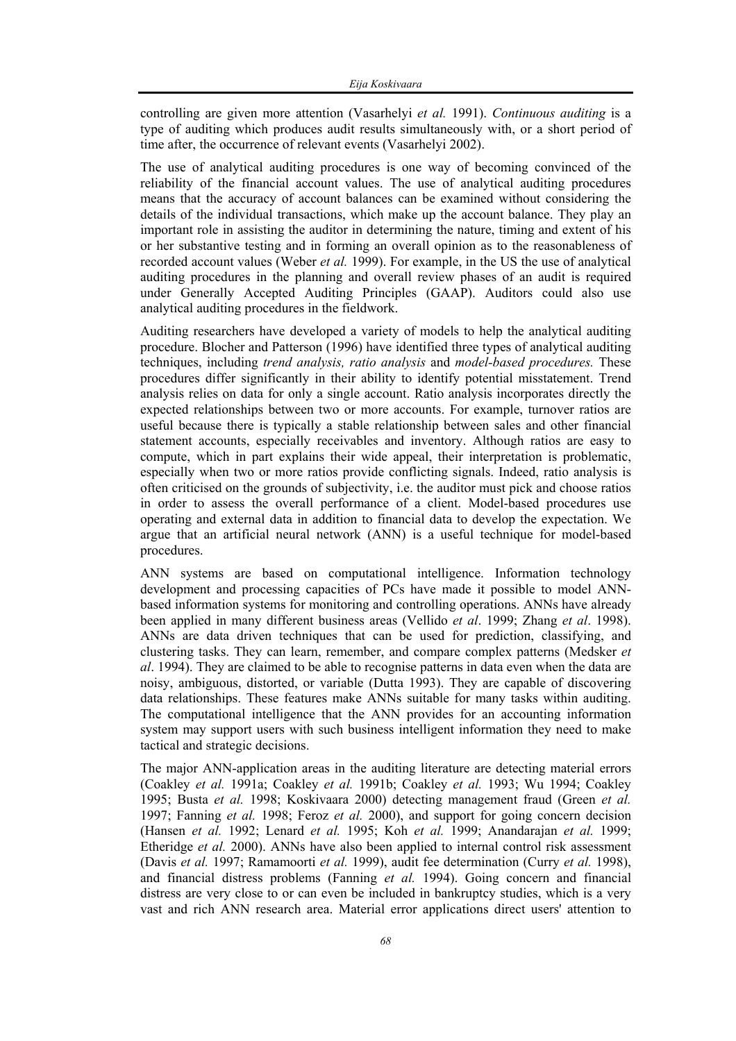controlling are given more attention (Vasarhelyi *et al.* 1991). *Continuous auditing* is a type of auditing which produces audit results simultaneously with, or a short period of time after, the occurrence of relevant events (Vasarhelyi 2002).

The use of analytical auditing procedures is one way of becoming convinced of the reliability of the financial account values. The use of analytical auditing procedures means that the accuracy of account balances can be examined without considering the details of the individual transactions, which make up the account balance. They play an important role in assisting the auditor in determining the nature, timing and extent of his or her substantive testing and in forming an overall opinion as to the reasonableness of recorded account values (Weber *et al.* 1999). For example, in the US the use of analytical auditing procedures in the planning and overall review phases of an audit is required under Generally Accepted Auditing Principles (GAAP). Auditors could also use analytical auditing procedures in the fieldwork.

Auditing researchers have developed a variety of models to help the analytical auditing procedure. Blocher and Patterson (1996) have identified three types of analytical auditing techniques, including *trend analysis, ratio analysis* and *model-based procedures.* These procedures differ significantly in their ability to identify potential misstatement. Trend analysis relies on data for only a single account. Ratio analysis incorporates directly the expected relationships between two or more accounts. For example, turnover ratios are useful because there is typically a stable relationship between sales and other financial statement accounts, especially receivables and inventory. Although ratios are easy to compute, which in part explains their wide appeal, their interpretation is problematic, especially when two or more ratios provide conflicting signals. Indeed, ratio analysis is often criticised on the grounds of subjectivity, i.e. the auditor must pick and choose ratios in order to assess the overall performance of a client. Model-based procedures use operating and external data in addition to financial data to develop the expectation. We argue that an artificial neural network (ANN) is a useful technique for model-based procedures.

ANN systems are based on computational intelligence. Information technology development and processing capacities of PCs have made it possible to model ANN-based information systems for monitoring and controlling operations. ANNs have already been applied in many different business areas (Vellido *et al*. 1999; Zhang *et al*. 1998). ANNs are data driven techniques that can be used for prediction, classifying, and clustering tasks. They can learn, remember, and compare complex patterns (Medsker *et al*. 1994). They are claimed to be able to recognise patterns in data even when the data are noisy, ambiguous, distorted, or variable (Dutta 1993). They are capable of discovering data relationships. These features make ANNs suitable for many tasks within auditing. The computational intelligence that the ANN provides for an accounting information system may support users with such business intelligent information they need to make tactical and strategic decisions.

The major ANN-application areas in the auditing literature are detecting material errors (Coakley *et al.* 1991a; Coakley *et al.* 1991b; Coakley *et al.* 1993; Wu 1994; Coakley 1995; Busta *et al.* 1998; Koskivaara 2000) detecting management fraud (Green *et al.* 1997; Fanning *et al.* 1998; Feroz *et al.* 2000), and support for going concern decision (Hansen *et al.* 1992; Lenard *et al.* 1995; Koh *et al.* 1999; Anandarajan *et al.* 1999; Etheridge *et al.* 2000). ANNs have also been applied to internal control risk assessment (Davis *et al.* 1997; Ramamoorti *et al.* 1999), audit fee determination (Curry *et al.* 1998), and financial distress problems (Fanning *et al.* 1994). Going concern and financial distress are very close to or can even be included in bankruptcy studies, which is a very vast and rich ANN research area. Material error applications direct users' attention to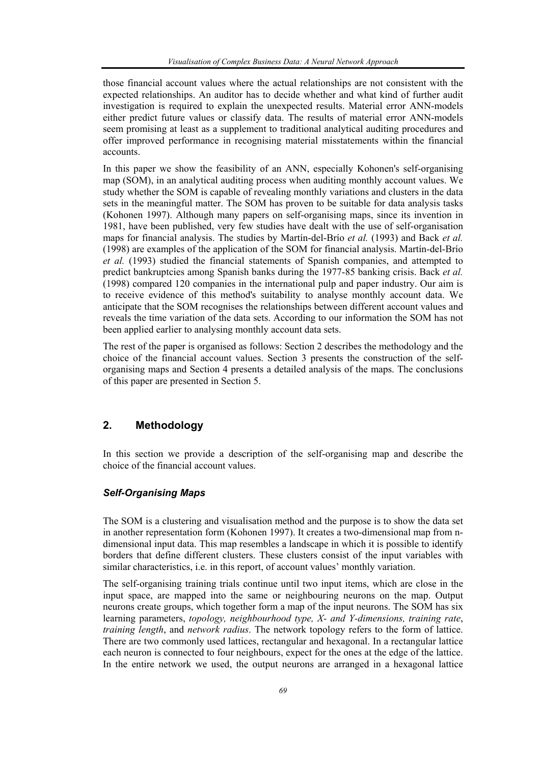those financial account values where the actual relationships are not consistent with the expected relationships. An auditor has to decide whether and what kind of further audit investigation is required to explain the unexpected results. Material error ANN-models either predict future values or classify data. The results of material error ANN-models seem promising at least as a supplement to traditional analytical auditing procedures and offer improved performance in recognising material misstatements within the financial accounts.

In this paper we show the feasibility of an ANN, especially Kohonen's self-organising map (SOM), in an analytical auditing process when auditing monthly account values. We study whether the SOM is capable of revealing monthly variations and clusters in the data sets in the meaningful matter. The SOM has proven to be suitable for data analysis tasks (Kohonen 1997). Although many papers on self-organising maps, since its invention in 1981, have been published, very few studies have dealt with the use of self-organisation maps for financial analysis. The studies by Martín-del-Brío *et al.* (1993) and Back *et al.* (1998) are examples of the application of the SOM for financial analysis. Martín-del-Brío *et al.* (1993) studied the financial statements of Spanish companies, and attempted to predict bankruptcies among Spanish banks during the 1977-85 banking crisis. Back *et al.* (1998) compared 120 companies in the international pulp and paper industry. Our aim is to receive evidence of this method's suitability to analyse monthly account data. We anticipate that the SOM recognises the relationships between different account values and reveals the time variation of the data sets. According to our information the SOM has not been applied earlier to analysing monthly account data sets.

The rest of the paper is organised as follows: Section 2 describes the methodology and the choice of the financial account values. Section 3 presents the construction of the self-organising maps and Section 4 presents a detailed analysis of the maps. The conclusions of this paper are presented in Section 5.

## 2. Methodology

In this section we provide a description of the self-organising map and describe the choice of the financial account values.

### *Self-Organising Maps*

The SOM is a clustering and visualisation method and the purpose is to show the data set in another representation form (Kohonen 1997). It creates a two-dimensional map from n-dimensional input data. This map resembles a landscape in which it is possible to identify borders that define different clusters. These clusters consist of the input variables with similar characteristics, i.e. in this report, of account values' monthly variation.

The self-organising training trials continue until two input items, which are close in the input space, are mapped into the same or neighbouring neurons on the map. Output neurons create groups, which together form a map of the input neurons. The SOM has six learning parameters, *topology, neighbourhood type, X- and Y-dimensions, training rate*, *training length*, and *network radius*. The network topology refers to the form of lattice. There are two commonly used lattices, rectangular and hexagonal. In a rectangular lattice each neuron is connected to four neighbours, expect for the ones at the edge of the lattice. In the entire network we used, the output neurons are arranged in a hexagonal lattice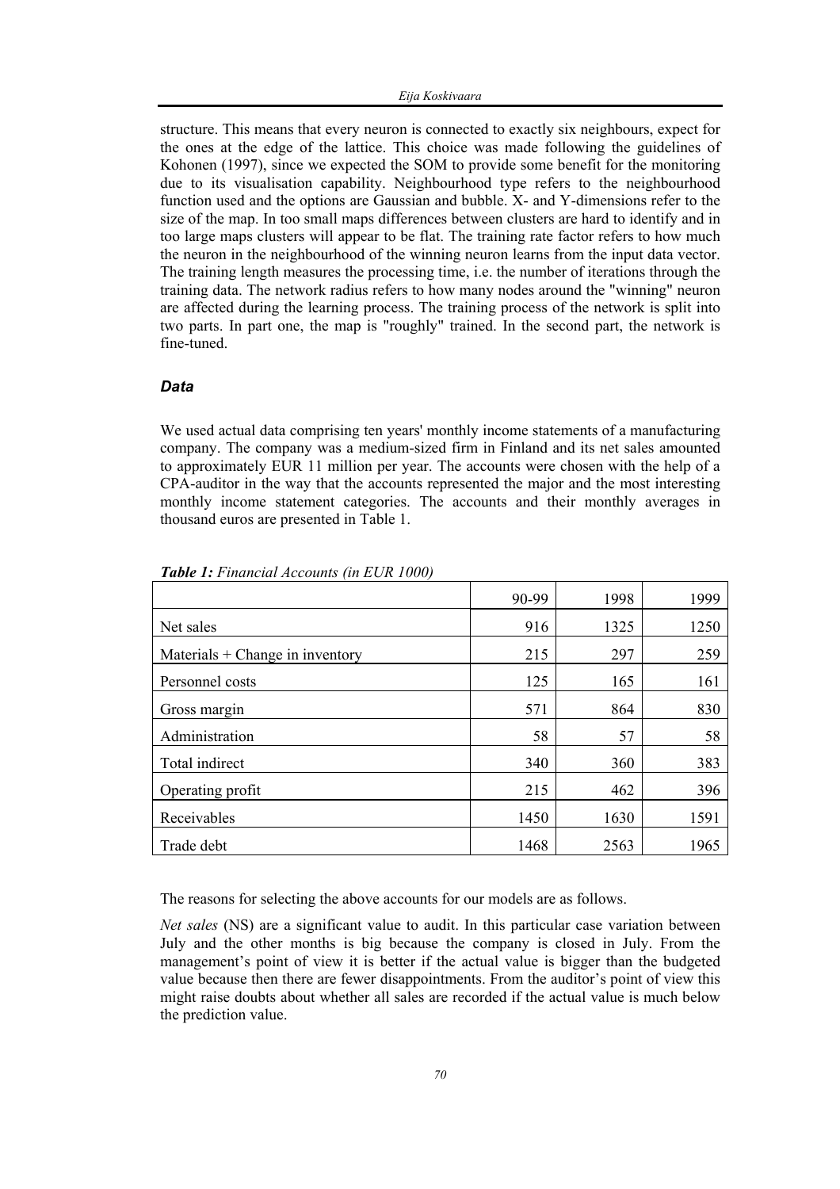structure. This means that every neuron is connected to exactly six neighbours, expect for the ones at the edge of the lattice. This choice was made following the guidelines of Kohonen (1997), since we expected the SOM to provide some benefit for the monitoring due to its visualisation capability. Neighbourhood type refers to the neighbourhood function used and the options are Gaussian and bubble. X- and Y-dimensions refer to the size of the map. In too small maps differences between clusters are hard to identify and in too large maps clusters will appear to be flat. The training rate factor refers to how much the neuron in the neighbourhood of the winning neuron learns from the input data vector. The training length measures the processing time, i.e. the number of iterations through the training data. The network radius refers to how many nodes around the "winning" neuron are affected during the learning process. The training process of the network is split into two parts. In part one, the map is "roughly" trained. In the second part, the network is fine-tuned.

### *Data*

We used actual data comprising ten years' monthly income statements of a manufacturing company. The company was a medium-sized firm in Finland and its net sales amounted to approximately EUR 11 million per year. The accounts were chosen with the help of a CPA-auditor in the way that the accounts represented the major and the most interesting monthly income statement categories. The accounts and their monthly averages in thousand euros are presented in Table 1.

***Table 1:*** *Financial Accounts (in EUR 1000)*

| | 90-99 | 1998 | 1999 |
|---|---|---|---|
| Net sales | 916 | 1325 | 1250 |
| Materials + Change in inventory | 215 | 297 | 259 |
| Personnel costs | 125 | 165 | 161 |
| Gross margin | 571 | 864 | 830 |
| Administration | 58 | 57 | 58 |
| Total indirect | 340 | 360 | 383 |
| Operating profit | 215 | 462 | 396 |
| Receivables | 1450 | 1630 | 1591 |
| Trade debt | 1468 | 2563 | 1965 |

The reasons for selecting the above accounts for our models are as follows.

*Net sales* (NS) are a significant value to audit. In this particular case variation between July and the other months is big because the company is closed in July. From the management's point of view it is better if the actual value is bigger than the budgeted value because then there are fewer disappointments. From the auditor's point of view this might raise doubts about whether all sales are recorded if the actual value is much below the prediction value.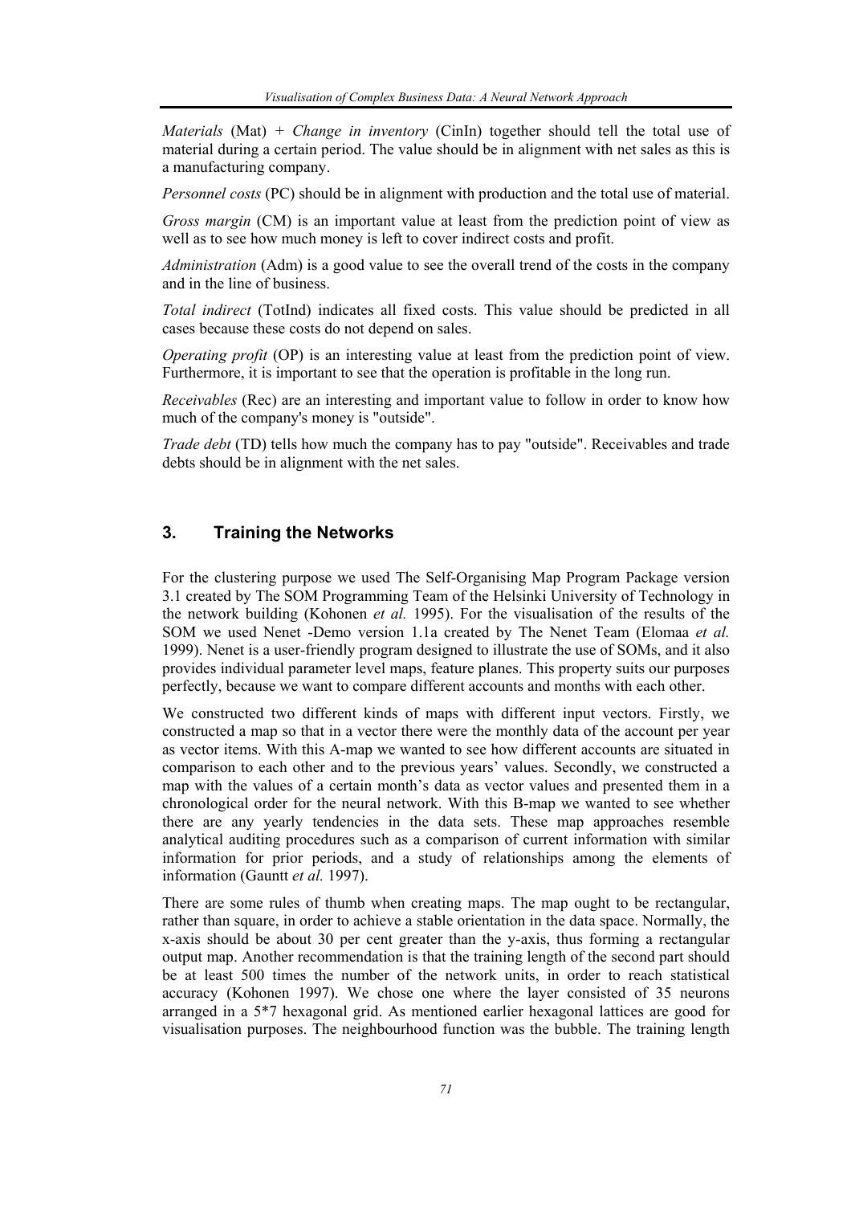*Materials* (Mat) + *Change in inventory* (CinIn) together should tell the total use of material during a certain period. The value should be in alignment with net sales as this is a manufacturing company.

*Personnel costs* (PC) should be in alignment with production and the total use of material.

*Gross margin* (CM) is an important value at least from the prediction point of view as well as to see how much money is left to cover indirect costs and profit.

*Administration* (Adm) is a good value to see the overall trend of the costs in the company and in the line of business.

*Total indirect* (TotInd) indicates all fixed costs. This value should be predicted in all cases because these costs do not depend on sales.

*Operating profit* (OP) is an interesting value at least from the prediction point of view. Furthermore, it is important to see that the operation is profitable in the long run.

*Receivables* (Rec) are an interesting and important value to follow in order to know how much of the company's money is "outside".

*Trade debt* (TD) tells how much the company has to pay "outside". Receivables and trade debts should be in alignment with the net sales.

## 3. Training the Networks

For the clustering purpose we used The Self-Organising Map Program Package version 3.1 created by The SOM Programming Team of the Helsinki University of Technology in the network building (Kohonen *et al.* 1995). For the visualisation of the results of the SOM we used Nenet -Demo version 1.1a created by The Nenet Team (Elomaa *et al.* 1999). Nenet is a user-friendly program designed to illustrate the use of SOMs, and it also provides individual parameter level maps, feature planes. This property suits our purposes perfectly, because we want to compare different accounts and months with each other.

We constructed two different kinds of maps with different input vectors. Firstly, we constructed a map so that in a vector there were the monthly data of the account per year as vector items. With this A-map we wanted to see how different accounts are situated in comparison to each other and to the previous years' values. Secondly, we constructed a map with the values of a certain month's data as vector values and presented them in a chronological order for the neural network. With this B-map we wanted to see whether there are any yearly tendencies in the data sets. These map approaches resemble analytical auditing procedures such as a comparison of current information with similar information for prior periods, and a study of relationships among the elements of information (Gauntt *et al.* 1997).

There are some rules of thumb when creating maps. The map ought to be rectangular, rather than square, in order to achieve a stable orientation in the data space. Normally, the x-axis should be about 30 per cent greater than the y-axis, thus forming a rectangular output map. Another recommendation is that the training length of the second part should be at least 500 times the number of the network units, in order to reach statistical accuracy (Kohonen 1997). We chose one where the layer consisted of 35 neurons arranged in a 5*7 hexagonal grid. As mentioned earlier hexagonal lattices are good for visualisation purposes. The neighbourhood function was the bubble. The training length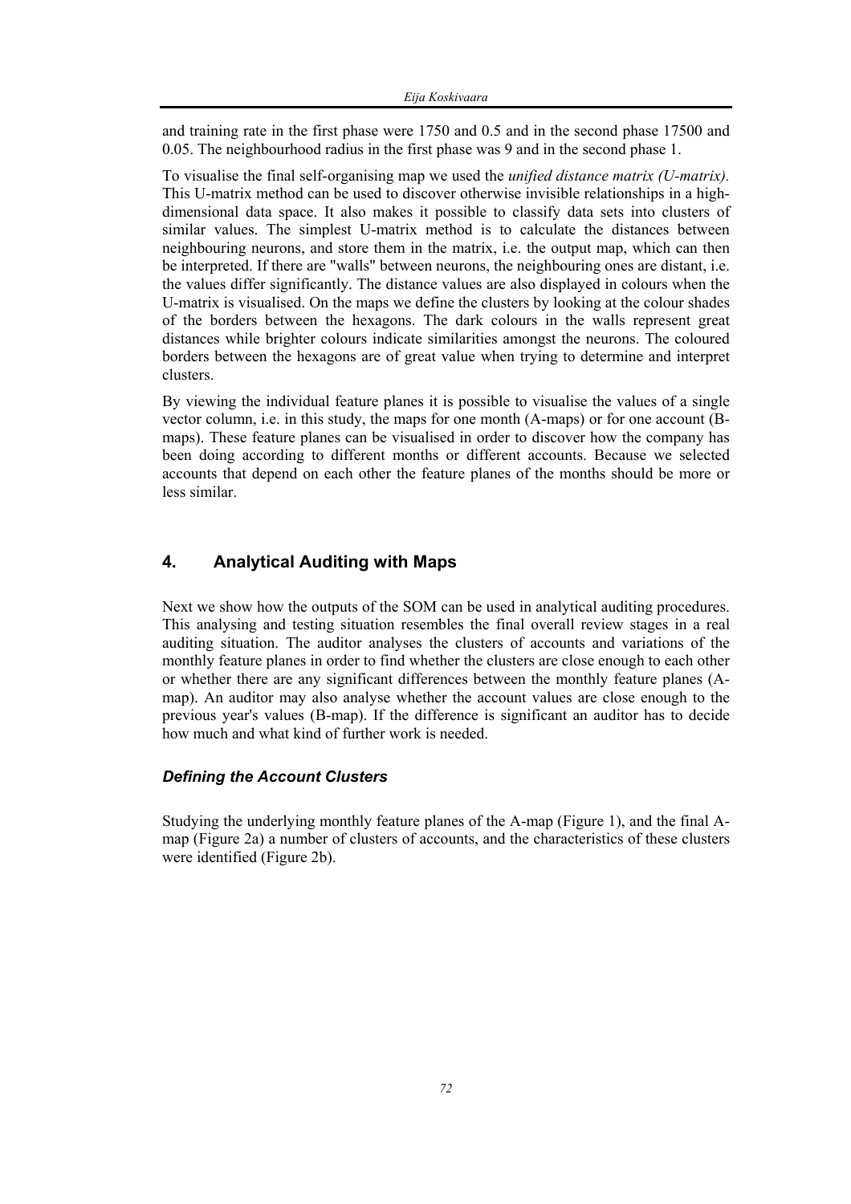and training rate in the first phase were 1750 and 0.5 and in the second phase 17500 and 0.05. The neighbourhood radius in the first phase was 9 and in the second phase 1.

To visualise the final self-organising map we used the *unified distance matrix (U-matrix).* This U-matrix method can be used to discover otherwise invisible relationships in a high-dimensional data space. It also makes it possible to classify data sets into clusters of similar values. The simplest U-matrix method is to calculate the distances between neighbouring neurons, and store them in the matrix, i.e. the output map, which can then be interpreted. If there are "walls" between neurons, the neighbouring ones are distant, i.e. the values differ significantly. The distance values are also displayed in colours when the U-matrix is visualised. On the maps we define the clusters by looking at the colour shades of the borders between the hexagons. The dark colours in the walls represent great distances while brighter colours indicate similarities amongst the neurons. The coloured borders between the hexagons are of great value when trying to determine and interpret clusters.

By viewing the individual feature planes it is possible to visualise the values of a single vector column, i.e. in this study, the maps for one month (A-maps) or for one account (B-maps). These feature planes can be visualised in order to discover how the company has been doing according to different months or different accounts. Because we selected accounts that depend on each other the feature planes of the months should be more or less similar.

## 4. Analytical Auditing with Maps

Next we show how the outputs of the SOM can be used in analytical auditing procedures. This analysing and testing situation resembles the final overall review stages in a real auditing situation. The auditor analyses the clusters of accounts and variations of the monthly feature planes in order to find whether the clusters are close enough to each other or whether there are any significant differences between the monthly feature planes (A-map). An auditor may also analyse whether the account values are close enough to the previous year's values (B-map). If the difference is significant an auditor has to decide how much and what kind of further work is needed.

### *Defining the Account Clusters*

Studying the underlying monthly feature planes of the A-map (Figure 1), and the final A-map (Figure 2a) a number of clusters of accounts, and the characteristics of these clusters were identified (Figure 2b).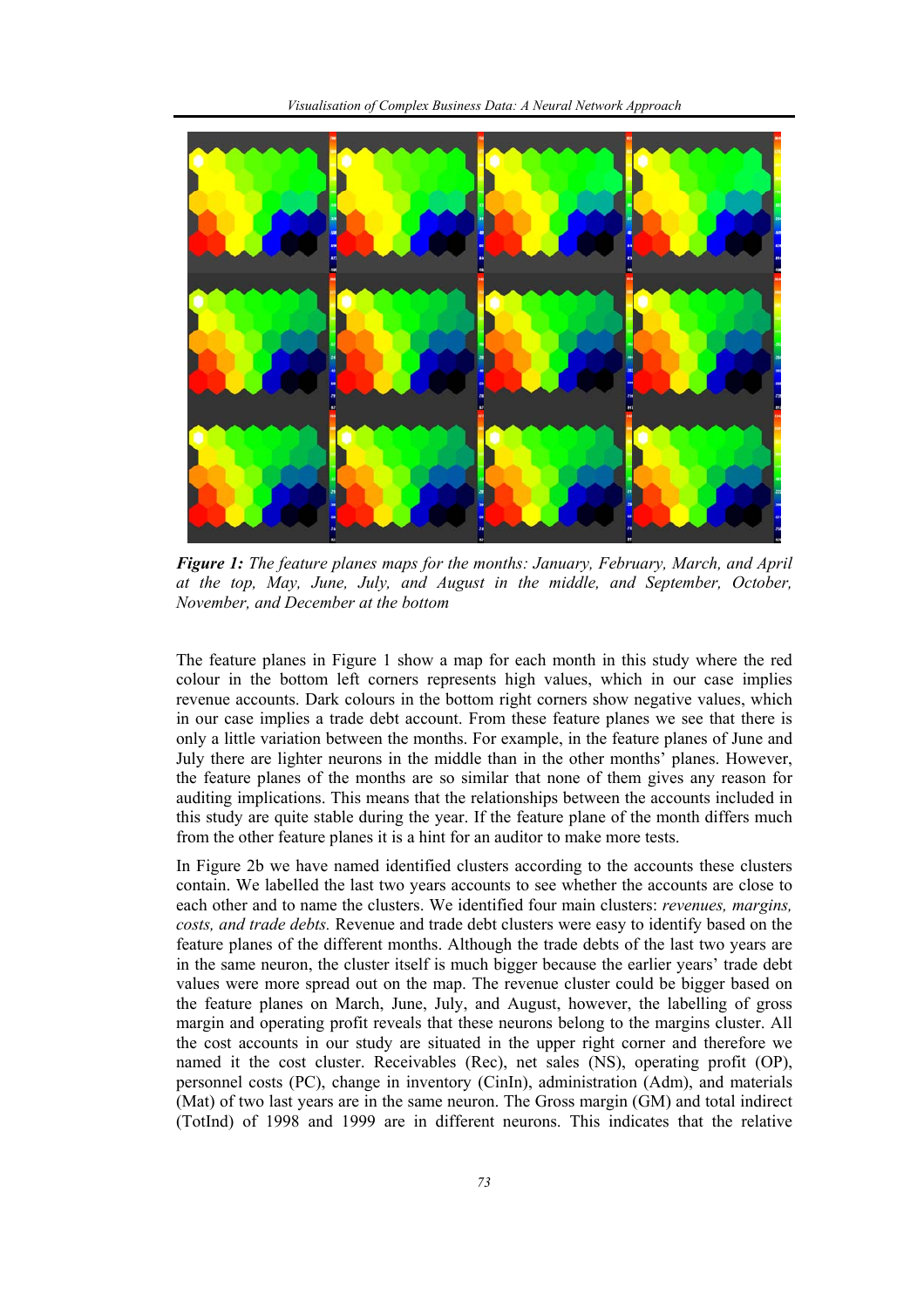***Figure 1:*** *The feature planes maps for the months: January, February, March, and April at the top, May, June, July, and August in the middle, and September, October, November, and December at the bottom*

The feature planes in Figure 1 show a map for each month in this study where the red colour in the bottom left corners represents high values, which in our case implies revenue accounts. Dark colours in the bottom right corners show negative values, which in our case implies a trade debt account. From these feature planes we see that there is only a little variation between the months. For example, in the feature planes of June and July there are lighter neurons in the middle than in the other months' planes. However, the feature planes of the months are so similar that none of them gives any reason for auditing implications. This means that the relationships between the accounts included in this study are quite stable during the year. If the feature plane of the month differs much from the other feature planes it is a hint for an auditor to make more tests.

In Figure 2b we have named identified clusters according to the accounts these clusters contain. We labelled the last two years accounts to see whether the accounts are close to each other and to name the clusters. We identified four main clusters: *revenues, margins, costs, and trade debts.* Revenue and trade debt clusters were easy to identify based on the feature planes of the different months. Although the trade debts of the last two years are in the same neuron, the cluster itself is much bigger because the earlier years' trade debt values were more spread out on the map. The revenue cluster could be bigger based on the feature planes on March, June, July, and August, however, the labelling of gross margin and operating profit reveals that these neurons belong to the margins cluster. All the cost accounts in our study are situated in the upper right corner and therefore we named it the cost cluster. Receivables (Rec), net sales (NS), operating profit (OP), personnel costs (PC), change in inventory (CinIn), administration (Adm), and materials (Mat) of two last years are in the same neuron. The Gross margin (GM) and total indirect (TotInd) of 1998 and 1999 are in different neurons. This indicates that the relative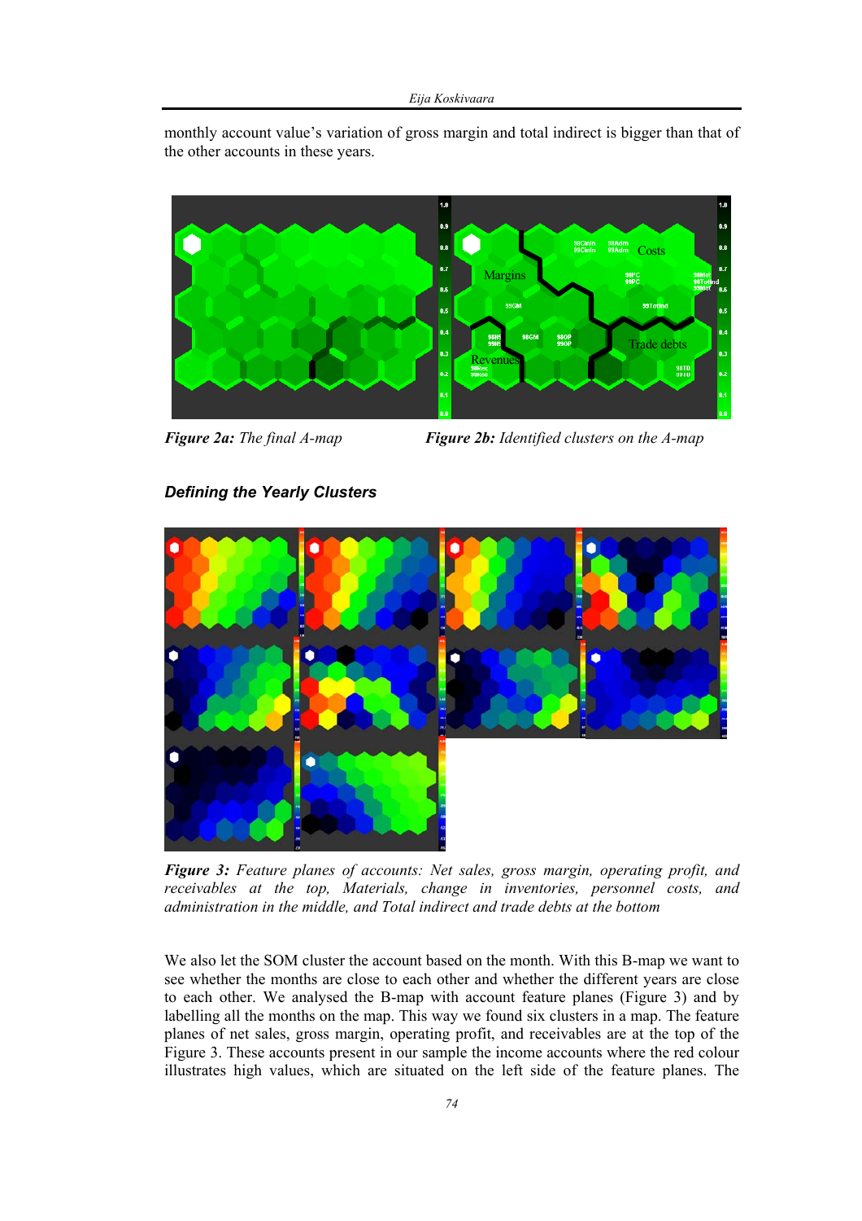monthly account value's variation of gross margin and total indirect is bigger than that of the other accounts in these years.

***Figure 2a:*** *The final A-map*

***Figure 2b:*** *Identified clusters on the A-map*

### *Defining the Yearly Clusters*

***Figure 3:*** *Feature planes of accounts: Net sales, gross margin, operating profit, and receivables at the top, Materials, change in inventories, personnel costs, and administration in the middle, and Total indirect and trade debts at the bottom*

We also let the SOM cluster the account based on the month. With this B-map we want to see whether the months are close to each other and whether the different years are close to each other. We analysed the B-map with account feature planes (Figure 3) and by labelling all the months on the map. This way we found six clusters in a map. The feature planes of net sales, gross margin, operating profit, and receivables are at the top of the Figure 3. These accounts present in our sample the income accounts where the red colour illustrates high values, which are situated on the left side of the feature planes. The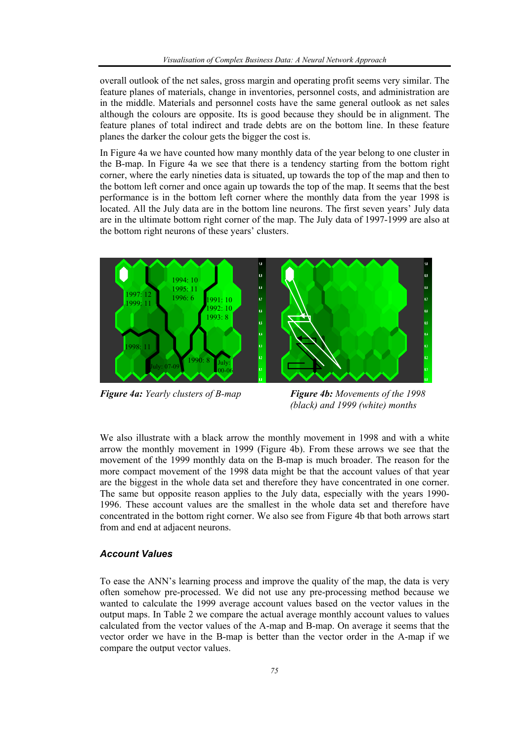overall outlook of the net sales, gross margin and operating profit seems very similar. The feature planes of materials, change in inventories, personnel costs, and administration are in the middle. Materials and personnel costs have the same general outlook as net sales although the colours are opposite. Its is good because they should be in alignment. The feature planes of total indirect and trade debts are on the bottom line. In these feature planes the darker the colour gets the bigger the cost is.

In Figure 4a we have counted how many monthly data of the year belong to one cluster in the B-map. In Figure 4a we see that there is a tendency starting from the bottom right corner, where the early nineties data is situated, up towards the top of the map and then to the bottom left corner and once again up towards the top of the map. It seems that the best performance is in the bottom left corner where the monthly data from the year 1998 is located. All the July data are in the bottom line neurons. The first seven years' July data are in the ultimate bottom right corner of the map. The July data of 1997-1999 are also at the bottom right neurons of these years' clusters.

***Figure 4a:*** *Yearly clusters of B-map*

***Figure 4b:*** *Movements of the 1998 (black) and 1999 (white) months*

We also illustrate with a black arrow the monthly movement in 1998 and with a white arrow the monthly movement in 1999 (Figure 4b). From these arrows we see that the movement of the 1999 monthly data on the B-map is much broader. The reason for the more compact movement of the 1998 data might be that the account values of that year are the biggest in the whole data set and therefore they have concentrated in one corner. The same but opposite reason applies to the July data, especially with the years 1990-1996. These account values are the smallest in the whole data set and therefore have concentrated in the bottom right corner. We also see from Figure 4b that both arrows start from and end at adjacent neurons.

### *Account Values*

To ease the ANN's learning process and improve the quality of the map, the data is very often somehow pre-processed. We did not use any pre-processing method because we wanted to calculate the 1999 average account values based on the vector values in the output maps. In Table 2 we compare the actual average monthly account values to values calculated from the vector values of the A-map and B-map. On average it seems that the vector order we have in the B-map is better than the vector order in the A-map if we compare the output vector values.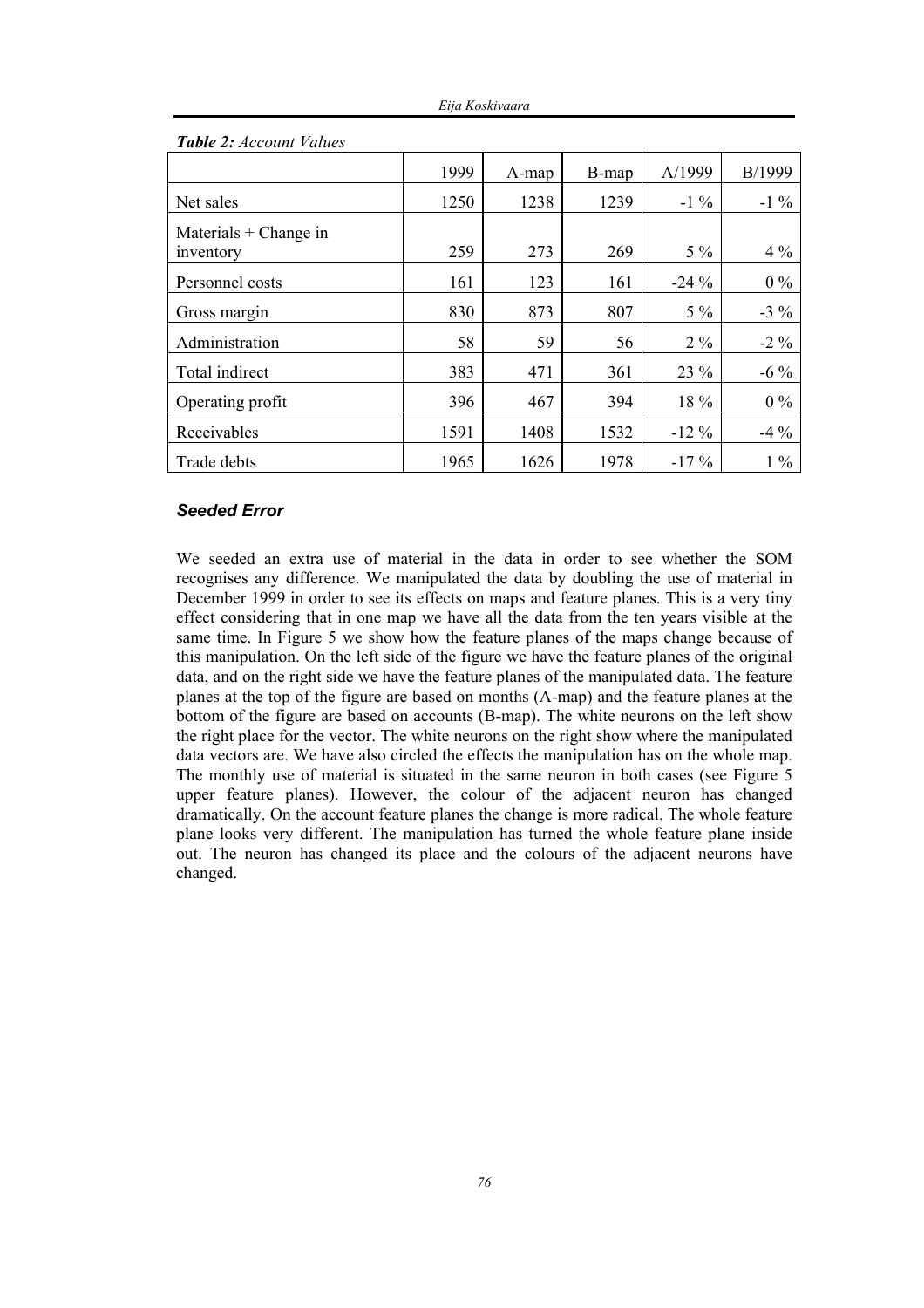***Table 2:*** *Account Values*

| | 1999 | A-map | B-map | A/1999 | B/1999 |
|---|---|---|---|---|---|
| Net sales | 1250 | 1238 | 1239 | -1 % | -1 % |
| Materials + Change in inventory | 259 | 273 | 269 | 5 % | 4 % |
| Personnel costs | 161 | 123 | 161 | -24 % | 0 % |
| Gross margin | 830 | 873 | 807 | 5 % | -3 % |
| Administration | 58 | 59 | 56 | 2 % | -2 % |
| Total indirect | 383 | 471 | 361 | 23 % | -6 % |
| Operating profit | 396 | 467 | 394 | 18 % | 0 % |
| Receivables | 1591 | 1408 | 1532 | -12 % | -4 % |
| Trade debts | 1965 | 1626 | 1978 | -17 % | 1 % |

### *Seeded Error*

We seeded an extra use of material in the data in order to see whether the SOM recognises any difference. We manipulated the data by doubling the use of material in December 1999 in order to see its effects on maps and feature planes. This is a very tiny effect considering that in one map we have all the data from the ten years visible at the same time. In Figure 5 we show how the feature planes of the maps change because of this manipulation. On the left side of the figure we have the feature planes of the original data, and on the right side we have the feature planes of the manipulated data. The feature planes at the top of the figure are based on months (A-map) and the feature planes at the bottom of the figure are based on accounts (B-map). The white neurons on the left show the right place for the vector. The white neurons on the right show where the manipulated data vectors are. We have also circled the effects the manipulation has on the whole map. The monthly use of material is situated in the same neuron in both cases (see Figure 5 upper feature planes). However, the colour of the adjacent neuron has changed dramatically. On the account feature planes the change is more radical. The whole feature plane looks very different. The manipulation has turned the whole feature plane inside out. The neuron has changed its place and the colours of the adjacent neurons have changed.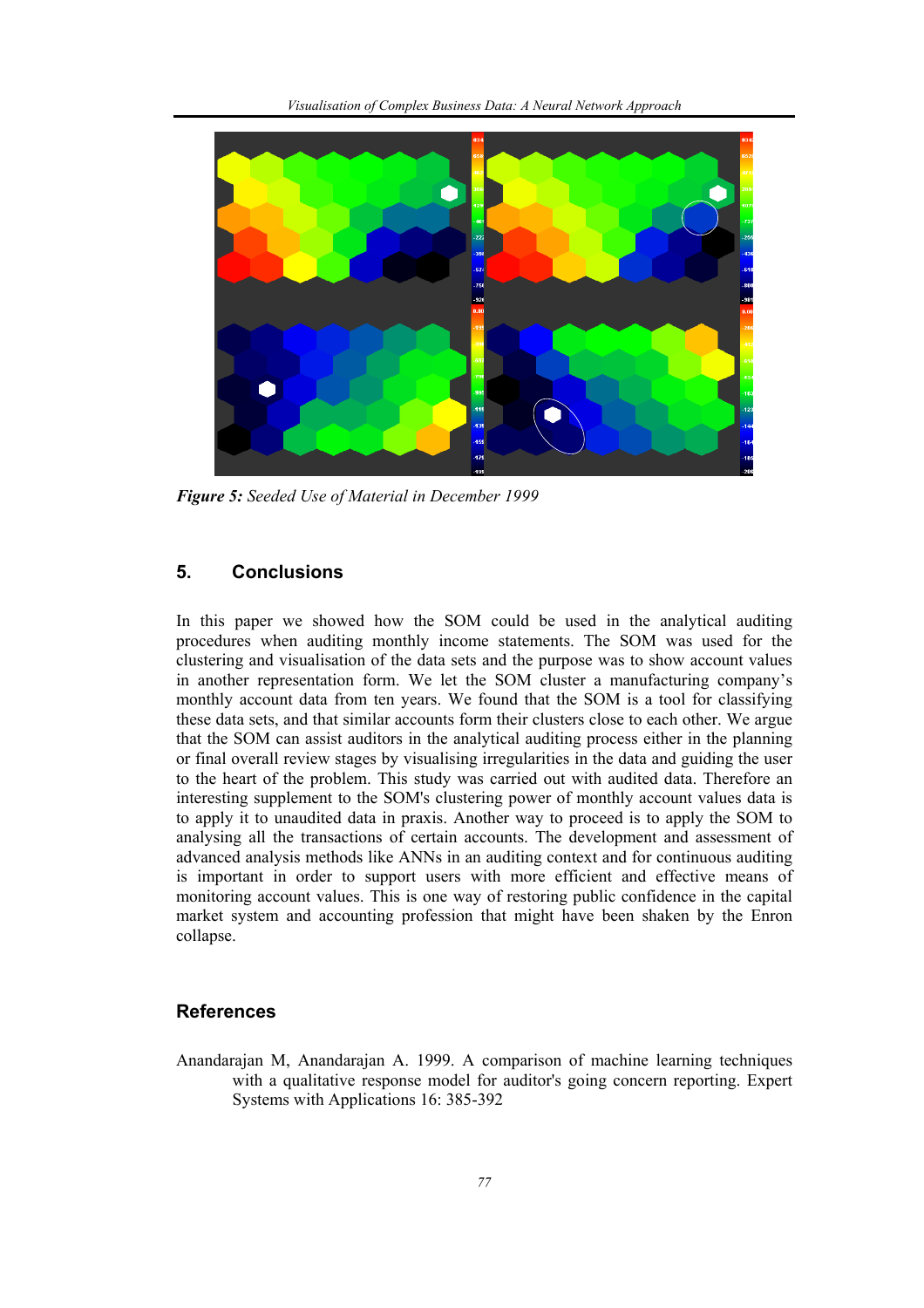*Figure 5: Seeded Use of Material in December 1999*

## 5. Conclusions

In this paper we showed how the SOM could be used in the analytical auditing procedures when auditing monthly income statements. The SOM was used for the clustering and visualisation of the data sets and the purpose was to show account values in another representation form. We let the SOM cluster a manufacturing company's monthly account data from ten years. We found that the SOM is a tool for classifying these data sets, and that similar accounts form their clusters close to each other. We argue that the SOM can assist auditors in the analytical auditing process either in the planning or final overall review stages by visualising irregularities in the data and guiding the user to the heart of the problem. This study was carried out with audited data. Therefore an interesting supplement to the SOM's clustering power of monthly account values data is to apply it to unaudited data in praxis. Another way to proceed is to apply the SOM to analysing all the transactions of certain accounts. The development and assessment of advanced analysis methods like ANNs in an auditing context and for continuous auditing is important in order to support users with more efficient and effective means of monitoring account values. This is one way of restoring public confidence in the capital market system and accounting profession that might have been shaken by the Enron collapse.

## References

Anandarajan M, Anandarajan A. 1999. A comparison of machine learning techniques with a qualitative response model for auditor's going concern reporting. Expert Systems with Applications 16: 385-392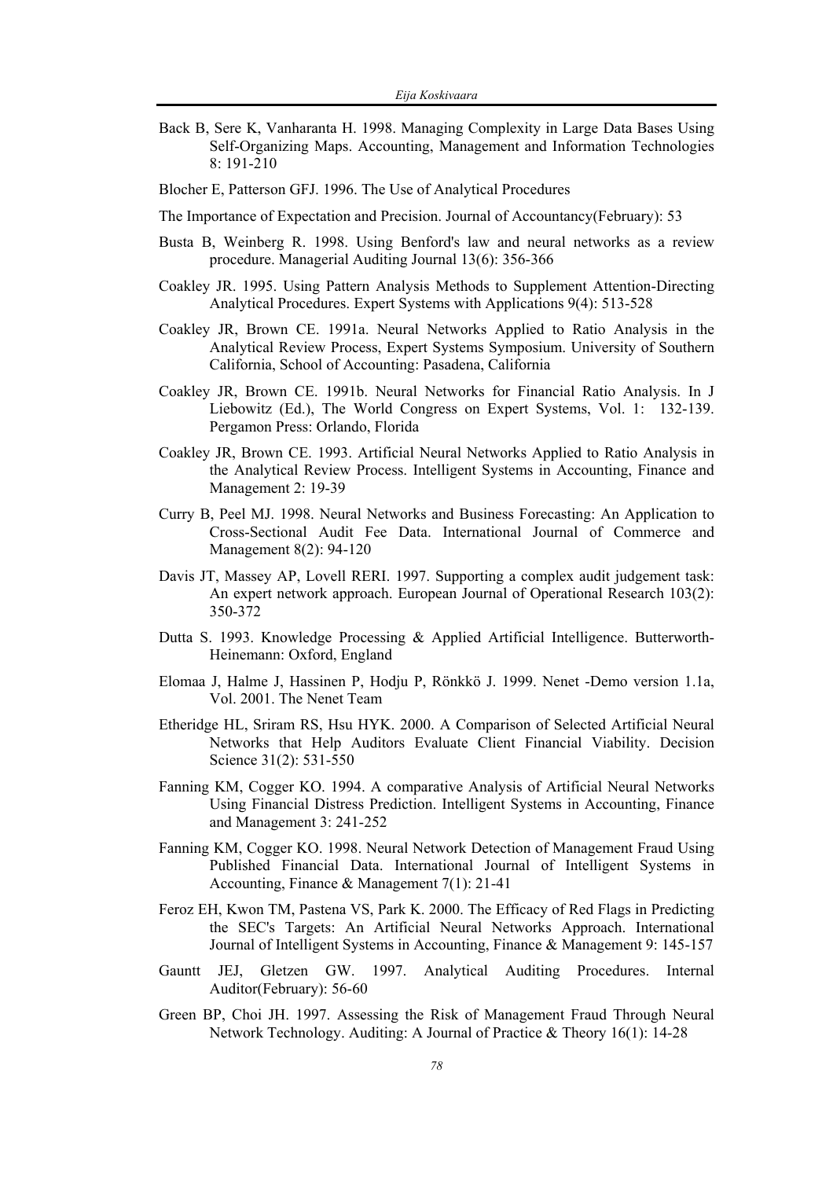Back B, Sere K, Vanharanta H. 1998. Managing Complexity in Large Data Bases Using Self-Organizing Maps. Accounting, Management and Information Technologies 8: 191-210

Blocher E, Patterson GFJ. 1996. The Use of Analytical Procedures

The Importance of Expectation and Precision. Journal of Accountancy(February): 53

Busta B, Weinberg R. 1998. Using Benford's law and neural networks as a review procedure. Managerial Auditing Journal 13(6): 356-366

Coakley JR. 1995. Using Pattern Analysis Methods to Supplement Attention-Directing Analytical Procedures. Expert Systems with Applications 9(4): 513-528

Coakley JR, Brown CE. 1991a. Neural Networks Applied to Ratio Analysis in the Analytical Review Process, Expert Systems Symposium. University of Southern California, School of Accounting: Pasadena, California

Coakley JR, Brown CE. 1991b. Neural Networks for Financial Ratio Analysis. In J Liebowitz (Ed.), The World Congress on Expert Systems, Vol. 1: 132-139. Pergamon Press: Orlando, Florida

Coakley JR, Brown CE. 1993. Artificial Neural Networks Applied to Ratio Analysis in the Analytical Review Process. Intelligent Systems in Accounting, Finance and Management 2: 19-39

Curry B, Peel MJ. 1998. Neural Networks and Business Forecasting: An Application to Cross-Sectional Audit Fee Data. International Journal of Commerce and Management 8(2): 94-120

Davis JT, Massey AP, Lovell RERI. 1997. Supporting a complex audit judgement task: An expert network approach. European Journal of Operational Research 103(2): 350-372

Dutta S. 1993. Knowledge Processing & Applied Artificial Intelligence. Butterworth-Heinemann: Oxford, England

Elomaa J, Halme J, Hassinen P, Hodju P, Rönkkö J. 1999. Nenet -Demo version 1.1a, Vol. 2001. The Nenet Team

Etheridge HL, Sriram RS, Hsu HYK. 2000. A Comparison of Selected Artificial Neural Networks that Help Auditors Evaluate Client Financial Viability. Decision Science 31(2): 531-550

Fanning KM, Cogger KO. 1994. A comparative Analysis of Artificial Neural Networks Using Financial Distress Prediction. Intelligent Systems in Accounting, Finance and Management 3: 241-252

Fanning KM, Cogger KO. 1998. Neural Network Detection of Management Fraud Using Published Financial Data. International Journal of Intelligent Systems in Accounting, Finance & Management 7(1): 21-41

Feroz EH, Kwon TM, Pastena VS, Park K. 2000. The Efficacy of Red Flags in Predicting the SEC's Targets: An Artificial Neural Networks Approach. International Journal of Intelligent Systems in Accounting, Finance & Management 9: 145-157

Gauntt JEJ, Gletzen GW. 1997. Analytical Auditing Procedures. Internal Auditor(February): 56-60

Green BP, Choi JH. 1997. Assessing the Risk of Management Fraud Through Neural Network Technology. Auditing: A Journal of Practice & Theory 16(1): 14-28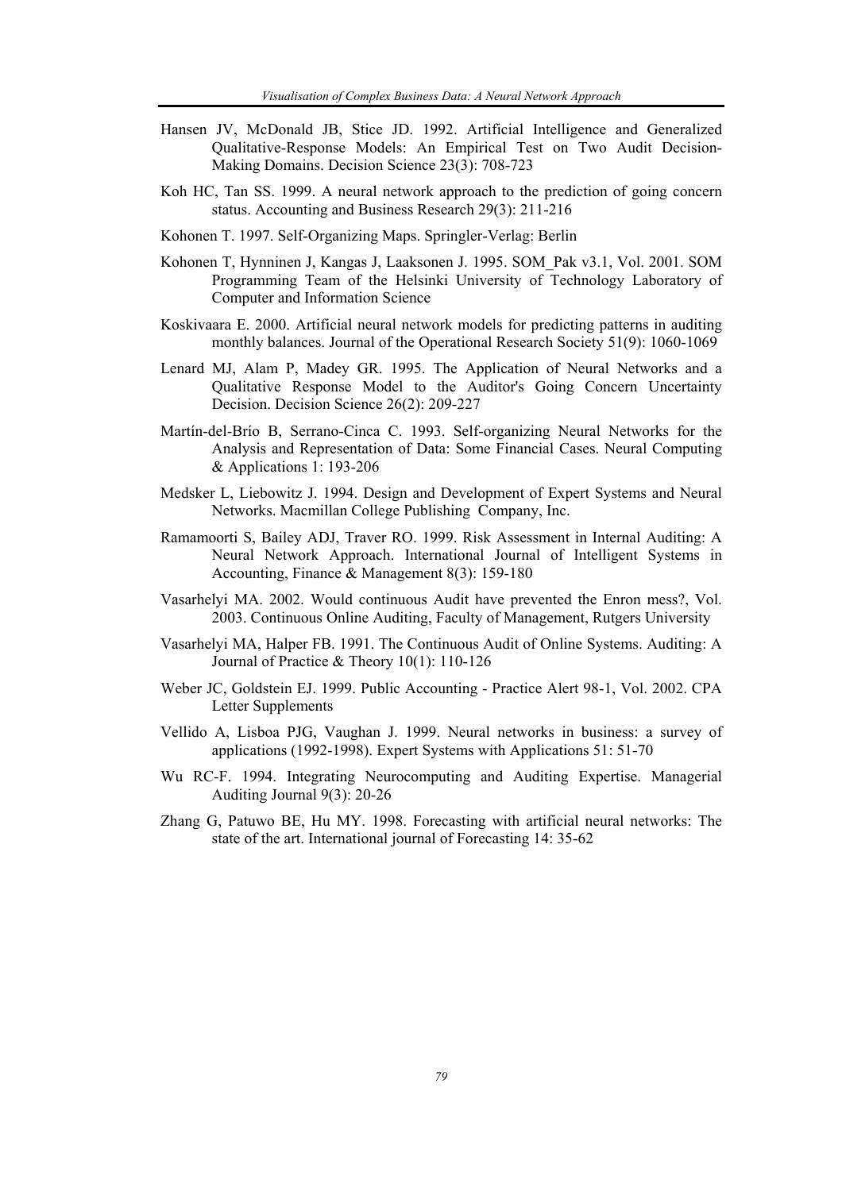Hansen JV, McDonald JB, Stice JD. 1992. Artificial Intelligence and Generalized Qualitative-Response Models: An Empirical Test on Two Audit Decision-Making Domains. Decision Science 23(3): 708-723

Koh HC, Tan SS. 1999. A neural network approach to the prediction of going concern status. Accounting and Business Research 29(3): 211-216

Kohonen T. 1997. Self-Organizing Maps. Springler-Verlag: Berlin

Kohonen T, Hynninen J, Kangas J, Laaksonen J. 1995. SOM_Pak v3.1, Vol. 2001. SOM Programming Team of the Helsinki University of Technology Laboratory of Computer and Information Science

Koskivaara E. 2000. Artificial neural network models for predicting patterns in auditing monthly balances. Journal of the Operational Research Society 51(9): 1060-1069

Lenard MJ, Alam P, Madey GR. 1995. The Application of Neural Networks and a Qualitative Response Model to the Auditor's Going Concern Uncertainty Decision. Decision Science 26(2): 209-227

Martín-del-Brío B, Serrano-Cinca C. 1993. Self-organizing Neural Networks for the Analysis and Representation of Data: Some Financial Cases. Neural Computing & Applications 1: 193-206

Medsker L, Liebowitz J. 1994. Design and Development of Expert Systems and Neural Networks. Macmillan College Publishing Company, Inc.

Ramamoorti S, Bailey ADJ, Traver RO. 1999. Risk Assessment in Internal Auditing: A Neural Network Approach. International Journal of Intelligent Systems in Accounting, Finance & Management 8(3): 159-180

Vasarhelyi MA. 2002. Would continuous Audit have prevented the Enron mess?, Vol. 2003. Continuous Online Auditing, Faculty of Management, Rutgers University

Vasarhelyi MA, Halper FB. 1991. The Continuous Audit of Online Systems. Auditing: A Journal of Practice & Theory 10(1): 110-126

Weber JC, Goldstein EJ. 1999. Public Accounting - Practice Alert 98-1, Vol. 2002. CPA Letter Supplements

Vellido A, Lisboa PJG, Vaughan J. 1999. Neural networks in business: a survey of applications (1992-1998). Expert Systems with Applications 51: 51-70

Wu RC-F. 1994. Integrating Neurocomputing and Auditing Expertise. Managerial Auditing Journal 9(3): 20-26

Zhang G, Patuwo BE, Hu MY. 1998. Forecasting with artificial neural networks: The state of the art. International journal of Forecasting 14: 35-62